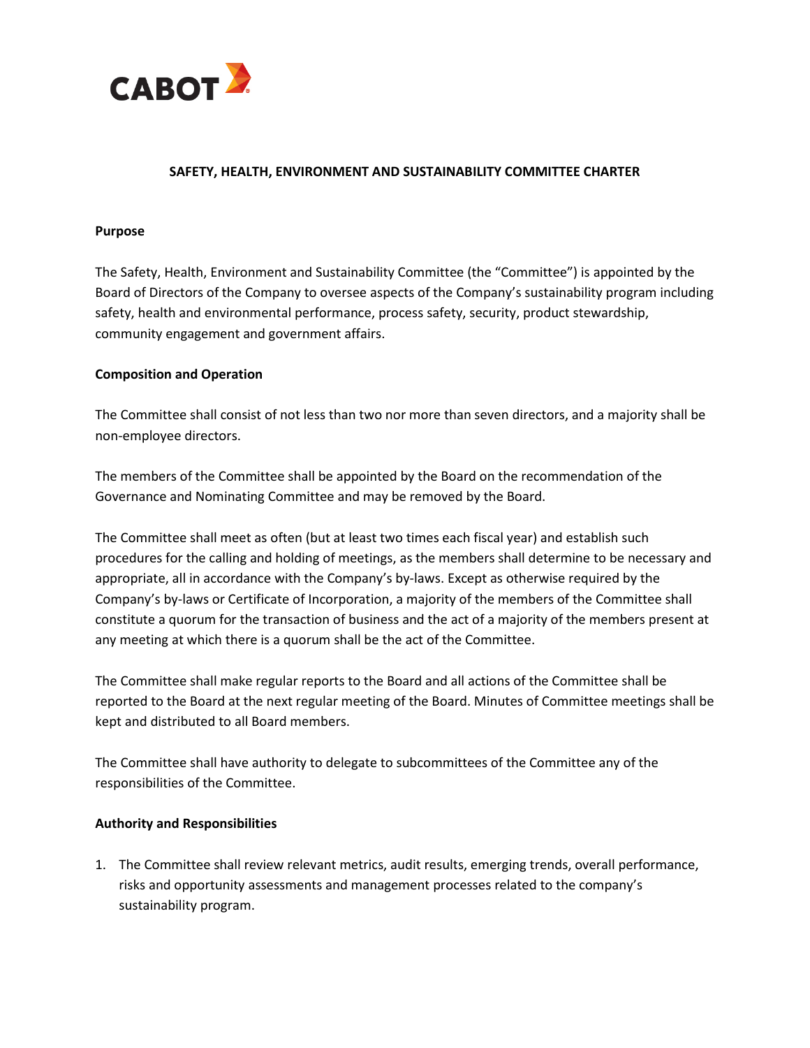CABOT

# SAFETY, HEALTH, ENVIRONMENT AND SUSTAINABILITY COMMITTEE CHARTER

**Purpose**

The Safety, Health, Environment and Sustainability Committee (the "Committee") is appointed by the Board of Directors of the Company to oversee aspects of the Company's sustainability program including safety, health and environmental performance, process safety, security, product stewardship, community engagement and government affairs.

**Composition and Operation**

The Committee shall consist of not less than two nor more than seven directors, and a majority shall be non-employee directors.

The members of the Committee shall be appointed by the Board on the recommendation of the Governance and Nominating Committee and may be removed by the Board.

The Committee shall meet as often (but at least two times each fiscal year) and establish such procedures for the calling and holding of meetings, as the members shall determine to be necessary and appropriate, all in accordance with the Company's by-laws. Except as otherwise required by the Company's by-laws or Certificate of Incorporation, a majority of the members of the Committee shall constitute a quorum for the transaction of business and the act of a majority of the members present at any meeting at which there is a quorum shall be the act of the Committee.

The Committee shall make regular reports to the Board and all actions of the Committee shall be reported to the Board at the next regular meeting of the Board. Minutes of Committee meetings shall be kept and distributed to all Board members.

The Committee shall have authority to delegate to subcommittees of the Committee any of the responsibilities of the Committee.

**Authority and Responsibilities**

1. The Committee shall review relevant metrics, audit results, emerging trends, overall performance, risks and opportunity assessments and management processes related to the company's sustainability program.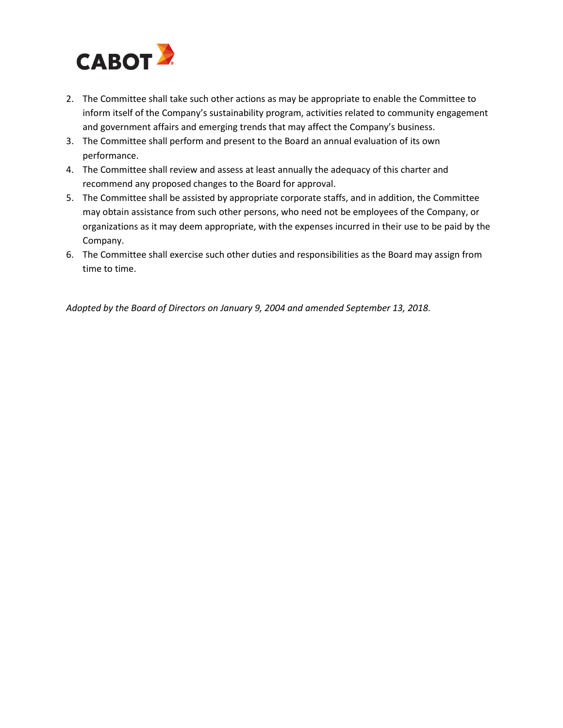2. The Committee shall take such other actions as may be appropriate to enable the Committee to inform itself of the Company's sustainability program, activities related to community engagement and government affairs and emerging trends that may affect the Company's business.
3. The Committee shall perform and present to the Board an annual evaluation of its own performance.
4. The Committee shall review and assess at least annually the adequacy of this charter and recommend any proposed changes to the Board for approval.
5. The Committee shall be assisted by appropriate corporate staffs, and in addition, the Committee may obtain assistance from such other persons, who need not be employees of the Company, or organizations as it may deem appropriate, with the expenses incurred in their use to be paid by the Company.
6. The Committee shall exercise such other duties and responsibilities as the Board may assign from time to time.

*Adopted by the Board of Directors on January 9, 2004 and amended September 13, 2018.*